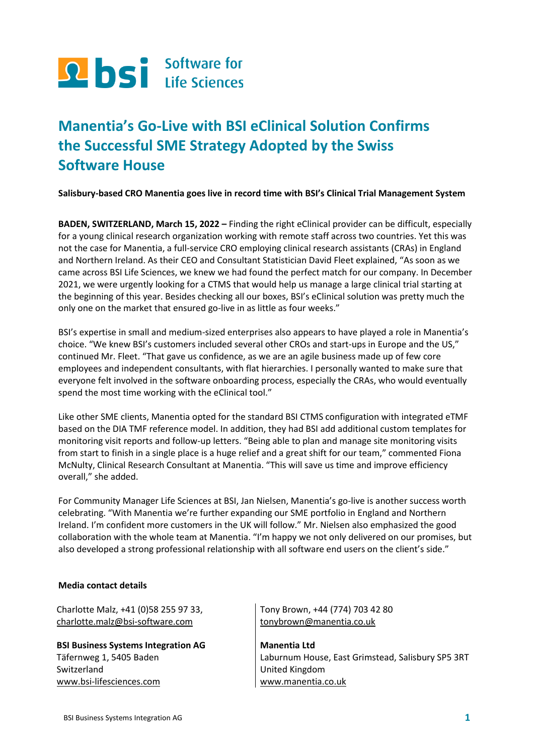# Manentia's Go-Live with BSI eClinical Solution Confirms the Successful SME Strategy Adopted by the Swiss Software House

**Salisbury-based CRO Manentia goes live in record time with BSI's Clinical Trial Management System**

**BADEN, SWITZERLAND, March 15, 2022 –** Finding the right eClinical provider can be difficult, especially for a young clinical research organization working with remote staff across two countries. Yet this was not the case for Manentia, a full-service CRO employing clinical research assistants (CRAs) in England and Northern Ireland. As their CEO and Consultant Statistician David Fleet explained, "As soon as we came across BSI Life Sciences, we knew we had found the perfect match for our company. In December 2021, we were urgently looking for a CTMS that would help us manage a large clinical trial starting at the beginning of this year. Besides checking all our boxes, BSI's eClinical solution was pretty much the only one on the market that ensured go-live in as little as four weeks."

BSI's expertise in small and medium-sized enterprises also appears to have played a role in Manentia's choice. "We knew BSI's customers included several other CROs and start-ups in Europe and the US," continued Mr. Fleet. "That gave us confidence, as we are an agile business made up of few core employees and independent consultants, with flat hierarchies. I personally wanted to make sure that everyone felt involved in the software onboarding process, especially the CRAs, who would eventually spend the most time working with the eClinical tool."

Like other SME clients, Manentia opted for the standard BSI CTMS configuration with integrated eTMF based on the DIA TMF reference model. In addition, they had BSI add additional custom templates for monitoring visit reports and follow-up letters. "Being able to plan and manage site monitoring visits from start to finish in a single place is a huge relief and a great shift for our team," commented Fiona McNulty, Clinical Research Consultant at Manentia. "This will save us time and improve efficiency overall," she added.

For Community Manager Life Sciences at BSI, Jan Nielsen, Manentia's go-live is another success worth celebrating. "With Manentia we're further expanding our SME portfolio in England and Northern Ireland. I'm confident more customers in the UK will follow." Mr. Nielsen also emphasized the good collaboration with the whole team at Manentia. "I'm happy we not only delivered on our promises, but also developed a strong professional relationship with all software end users on the client's side."

**Media contact details**

Charlotte Malz, +41 (0)58 255 97 33,
charlotte.malz@bsi-software.com

**BSI Business Systems Integration AG**
Täfernweg 1, 5405 Baden
Switzerland
www.bsi-lifesciences.com

Tony Brown, +44 (774) 703 42 80
tonybrown@manentia.co.uk

**Manentia Ltd**
Laburnum House, East Grimstead, Salisbury SP5 3RT
United Kingdom
www.manentia.co.uk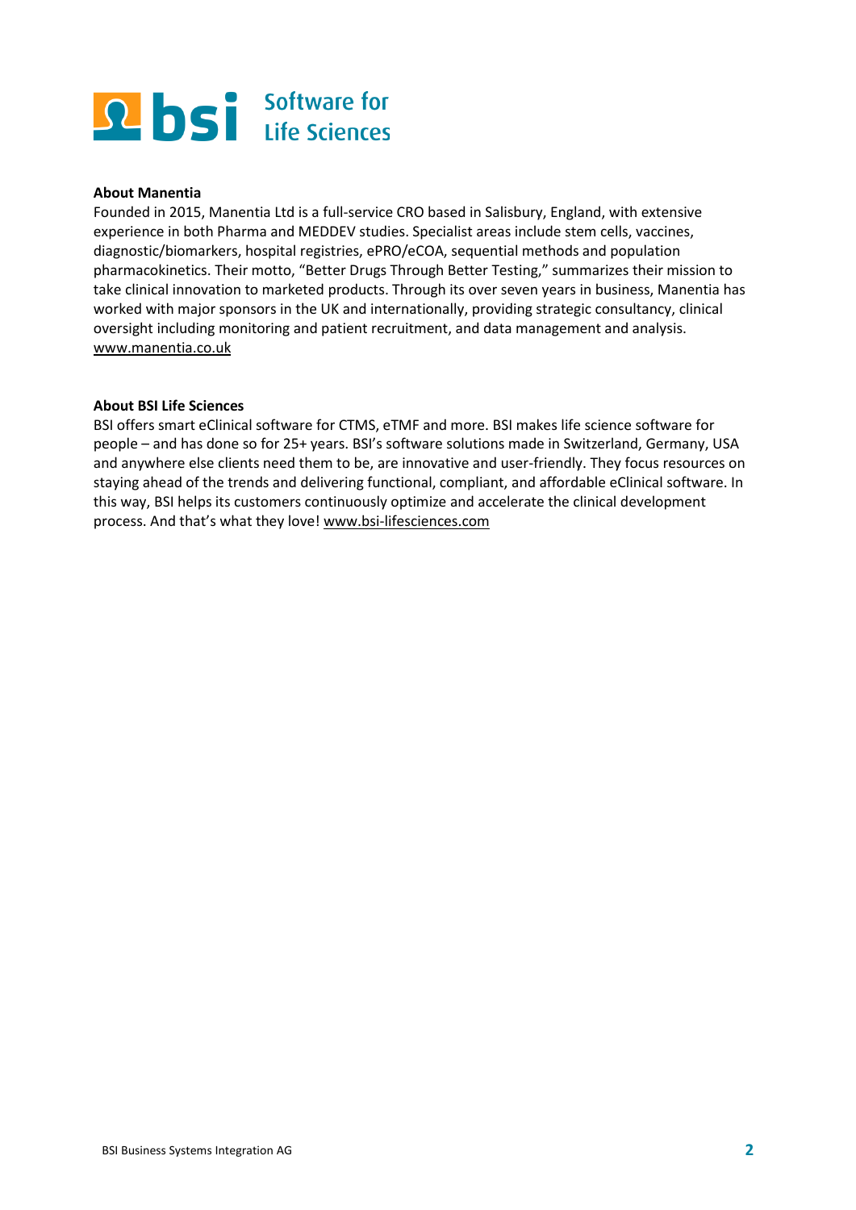**About Manentia**

Founded in 2015, Manentia Ltd is a full-service CRO based in Salisbury, England, with extensive experience in both Pharma and MEDDEV studies. Specialist areas include stem cells, vaccines, diagnostic/biomarkers, hospital registries, ePRO/eCOA, sequential methods and population pharmacokinetics. Their motto, "Better Drugs Through Better Testing," summarizes their mission to take clinical innovation to marketed products. Through its over seven years in business, Manentia has worked with major sponsors in the UK and internationally, providing strategic consultancy, clinical oversight including monitoring and patient recruitment, and data management and analysis. www.manentia.co.uk

**About BSI Life Sciences**

BSI offers smart eClinical software for CTMS, eTMF and more. BSI makes life science software for people – and has done so for 25+ years. BSI's software solutions made in Switzerland, Germany, USA and anywhere else clients need them to be, are innovative and user-friendly. They focus resources on staying ahead of the trends and delivering functional, compliant, and affordable eClinical software. In this way, BSI helps its customers continuously optimize and accelerate the clinical development process. And that's what they love! www.bsi-lifesciences.com